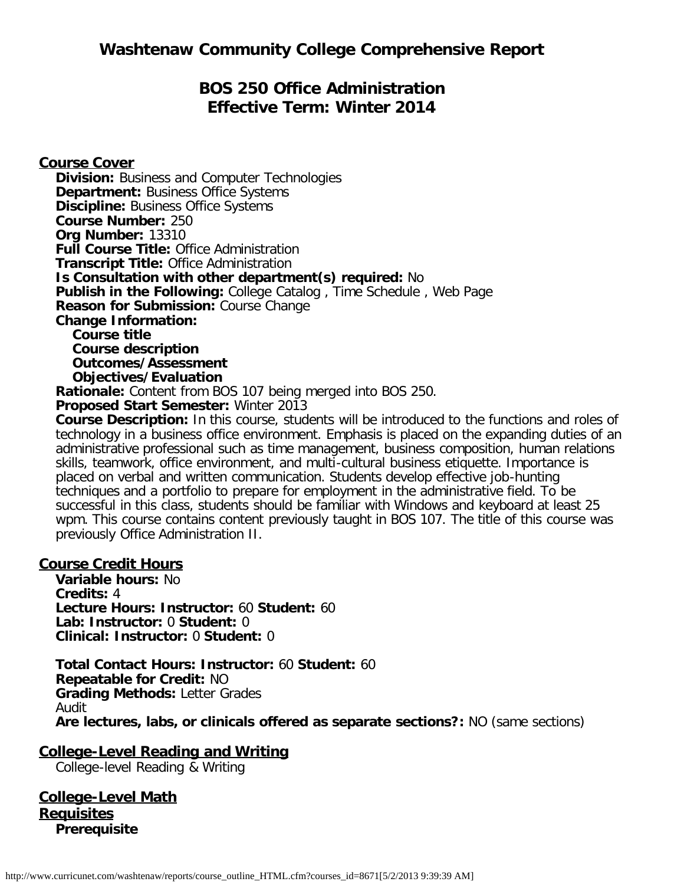# Washtenaw Community College Comprehensive Report

## BOS 250 Office Administration
## Effective Term: Winter 2014

**Course Cover**

**Division:** Business and Computer Technologies
**Department:** Business Office Systems
**Discipline:** Business Office Systems
**Course Number:** 250
**Org Number:** 13310
**Full Course Title:** Office Administration
**Transcript Title:** Office Administration
**Is Consultation with other department(s) required:** No
**Publish in the Following:** College Catalog , Time Schedule , Web Page
**Reason for Submission:** Course Change
**Change Information:**

- **Course title**
- **Course description**
- **Outcomes/Assessment**
- **Objectives/Evaluation**

**Rationale:** Content from BOS 107 being merged into BOS 250.
**Proposed Start Semester:** Winter 2013
**Course Description:** In this course, students will be introduced to the functions and roles of technology in a business office environment. Emphasis is placed on the expanding duties of an administrative professional such as time management, business composition, human relations skills, teamwork, office environment, and multi-cultural business etiquette. Importance is placed on verbal and written communication. Students develop effective job-hunting techniques and a portfolio to prepare for employment in the administrative field. To be successful in this class, students should be familiar with Windows and keyboard at least 25 wpm. This course contains content previously taught in BOS 107. The title of this course was previously Office Administration II.

**Course Credit Hours**

**Variable hours:** No
**Credits:** 4
**Lecture Hours: Instructor:** 60 **Student:** 60
**Lab: Instructor:** 0 **Student:** 0
**Clinical: Instructor:** 0 **Student:** 0

**Total Contact Hours: Instructor:** 60 **Student:** 60
**Repeatable for Credit:** NO
**Grading Methods:** Letter Grades
Audit
**Are lectures, labs, or clinicals offered as separate sections?:** NO (same sections)

**College-Level Reading and Writing**

College-level Reading & Writing

**College-Level Math**

**Requisites**

**Prerequisite**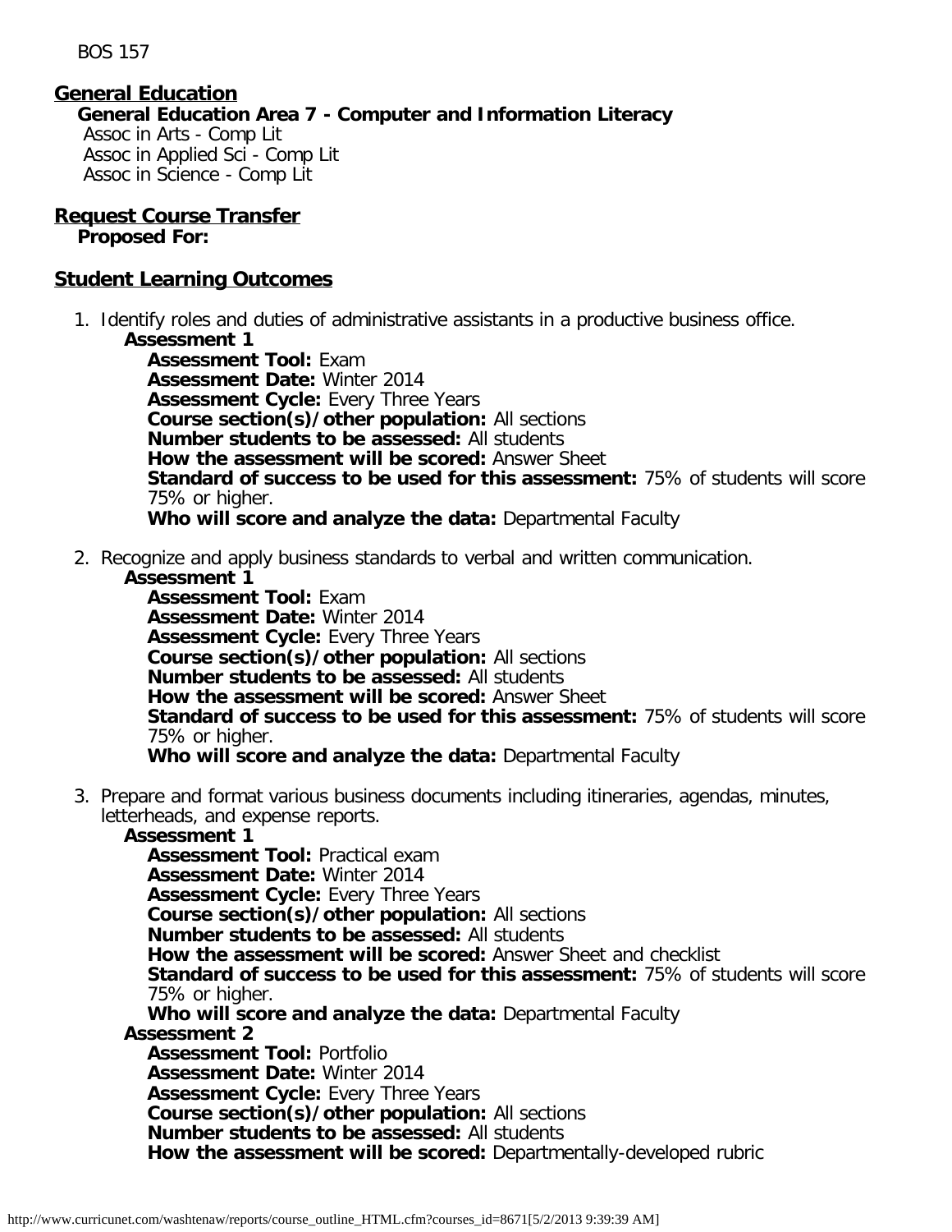BOS 157

## General Education

**General Education Area 7 - Computer and Information Literacy**

Assoc in Arts - Comp Lit
Assoc in Applied Sci - Comp Lit
Assoc in Science - Comp Lit

## Request Course Transfer

**Proposed For:**

## Student Learning Outcomes

1. Identify roles and duties of administrative assistants in a productive business office.
   - **Assessment 1**
     - **Assessment Tool:** Exam
     - **Assessment Date:** Winter 2014
     - **Assessment Cycle:** Every Three Years
     - **Course section(s)/other population:** All sections
     - **Number students to be assessed:** All students
     - **How the assessment will be scored:** Answer Sheet
     - **Standard of success to be used for this assessment:** 75% of students will score 75% or higher.
     - **Who will score and analyze the data:** Departmental Faculty

2. Recognize and apply business standards to verbal and written communication.
   - **Assessment 1**
     - **Assessment Tool:** Exam
     - **Assessment Date:** Winter 2014
     - **Assessment Cycle:** Every Three Years
     - **Course section(s)/other population:** All sections
     - **Number students to be assessed:** All students
     - **How the assessment will be scored:** Answer Sheet
     - **Standard of success to be used for this assessment:** 75% of students will score 75% or higher.
     - **Who will score and analyze the data:** Departmental Faculty

3. Prepare and format various business documents including itineraries, agendas, minutes, letterheads, and expense reports.
   - **Assessment 1**
     - **Assessment Tool:** Practical exam
     - **Assessment Date:** Winter 2014
     - **Assessment Cycle:** Every Three Years
     - **Course section(s)/other population:** All sections
     - **Number students to be assessed:** All students
     - **How the assessment will be scored:** Answer Sheet and checklist
     - **Standard of success to be used for this assessment:** 75% of students will score 75% or higher.
     - **Who will score and analyze the data:** Departmental Faculty
   - **Assessment 2**
     - **Assessment Tool:** Portfolio
     - **Assessment Date:** Winter 2014
     - **Assessment Cycle:** Every Three Years
     - **Course section(s)/other population:** All sections
     - **Number students to be assessed:** All students
     - **How the assessment will be scored:** Departmentally-developed rubric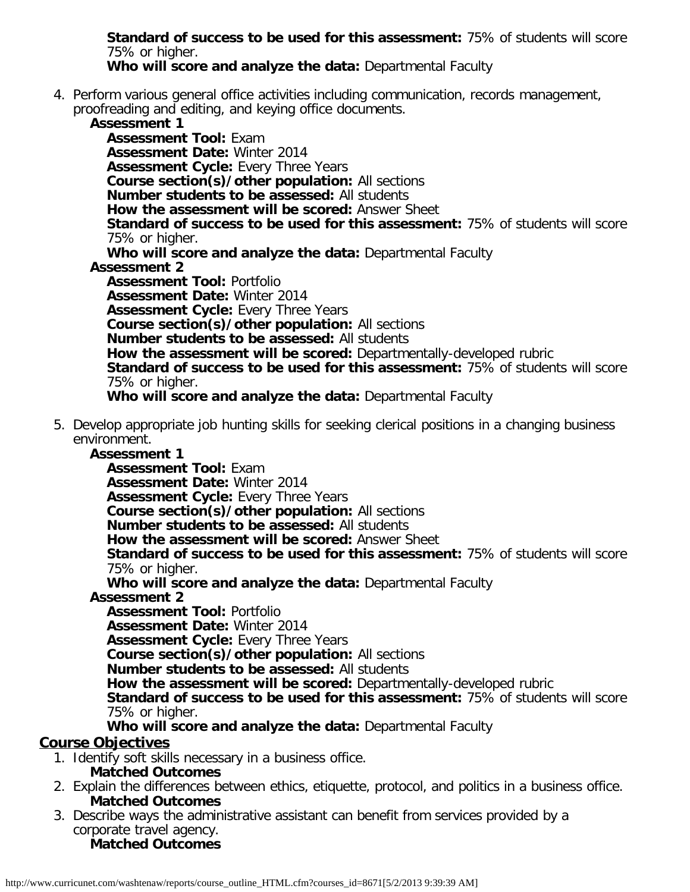**Standard of success to be used for this assessment:** 75% of students will score 75% or higher.
**Who will score and analyze the data:** Departmental Faculty

4. Perform various general office activities including communication, records management, proofreading and editing, and keying office documents.
   - **Assessment 1**
     - **Assessment Tool:** Exam
     - **Assessment Date:** Winter 2014
     - **Assessment Cycle:** Every Three Years
     - **Course section(s)/other population:** All sections
     - **Number students to be assessed:** All students
     - **How the assessment will be scored:** Answer Sheet
     - **Standard of success to be used for this assessment:** 75% of students will score 75% or higher.
     - **Who will score and analyze the data:** Departmental Faculty
   - **Assessment 2**
     - **Assessment Tool:** Portfolio
     - **Assessment Date:** Winter 2014
     - **Assessment Cycle:** Every Three Years
     - **Course section(s)/other population:** All sections
     - **Number students to be assessed:** All students
     - **How the assessment will be scored:** Departmentally-developed rubric
     - **Standard of success to be used for this assessment:** 75% of students will score 75% or higher.
     - **Who will score and analyze the data:** Departmental Faculty

5. Develop appropriate job hunting skills for seeking clerical positions in a changing business environment.
   - **Assessment 1**
     - **Assessment Tool:** Exam
     - **Assessment Date:** Winter 2014
     - **Assessment Cycle:** Every Three Years
     - **Course section(s)/other population:** All sections
     - **Number students to be assessed:** All students
     - **How the assessment will be scored:** Answer Sheet
     - **Standard of success to be used for this assessment:** 75% of students will score 75% or higher.
     - **Who will score and analyze the data:** Departmental Faculty
   - **Assessment 2**
     - **Assessment Tool:** Portfolio
     - **Assessment Date:** Winter 2014
     - **Assessment Cycle:** Every Three Years
     - **Course section(s)/other population:** All sections
     - **Number students to be assessed:** All students
     - **How the assessment will be scored:** Departmentally-developed rubric
     - **Standard of success to be used for this assessment:** 75% of students will score 75% or higher.
     - **Who will score and analyze the data:** Departmental Faculty

## Course Objectives

1. Identify soft skills necessary in a business office.
   **Matched Outcomes**
2. Explain the differences between ethics, etiquette, protocol, and politics in a business office.
   **Matched Outcomes**
3. Describe ways the administrative assistant can benefit from services provided by a corporate travel agency.
   **Matched Outcomes**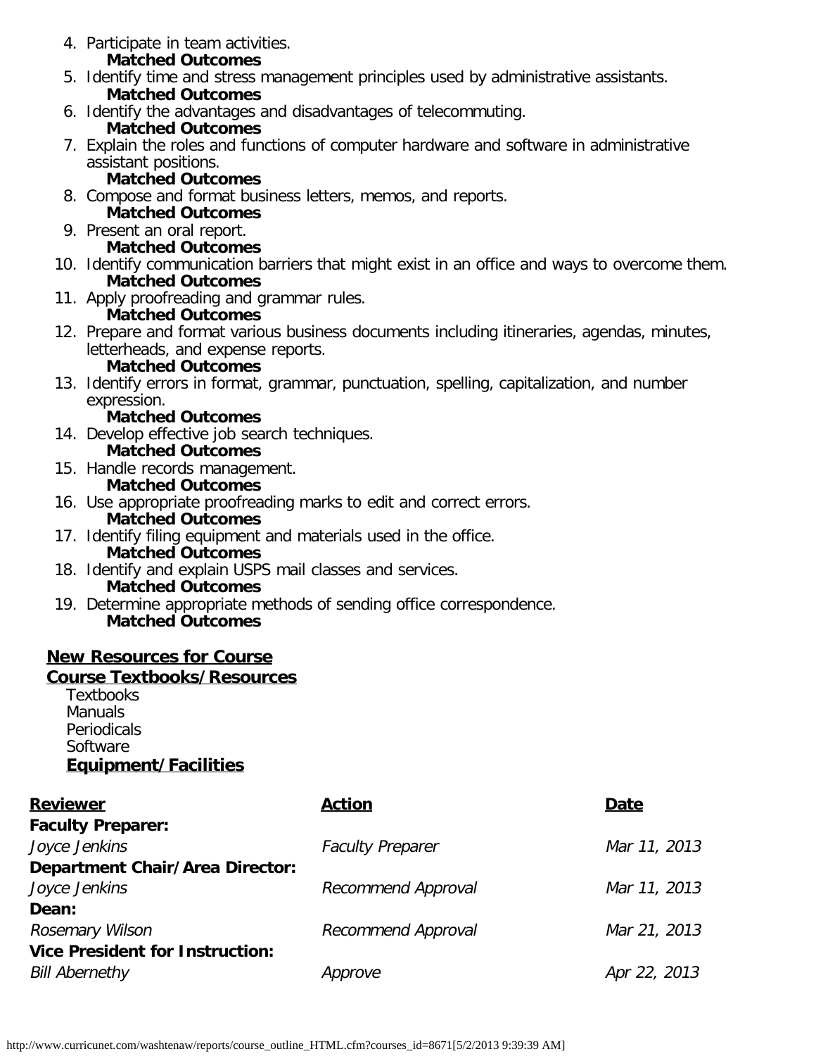4. Participate in team activities.
   **Matched Outcomes**
5. Identify time and stress management principles used by administrative assistants.
   **Matched Outcomes**
6. Identify the advantages and disadvantages of telecommuting.
   **Matched Outcomes**
7. Explain the roles and functions of computer hardware and software in administrative assistant positions.
   **Matched Outcomes**
8. Compose and format business letters, memos, and reports.
   **Matched Outcomes**
9. Present an oral report.
   **Matched Outcomes**
10. Identify communication barriers that might exist in an office and ways to overcome them.
    **Matched Outcomes**
11. Apply proofreading and grammar rules.
    **Matched Outcomes**
12. Prepare and format various business documents including itineraries, agendas, minutes, letterheads, and expense reports.
    **Matched Outcomes**
13. Identify errors in format, grammar, punctuation, spelling, capitalization, and number expression.
    **Matched Outcomes**
14. Develop effective job search techniques.
    **Matched Outcomes**
15. Handle records management.
    **Matched Outcomes**
16. Use appropriate proofreading marks to edit and correct errors.
    **Matched Outcomes**
17. Identify filing equipment and materials used in the office.
    **Matched Outcomes**
18. Identify and explain USPS mail classes and services.
    **Matched Outcomes**
19. Determine appropriate methods of sending office correspondence.
    **Matched Outcomes**

**New Resources for Course**

**Course Textbooks/Resources**

Textbooks
Manuals
Periodicals
Software

**Equipment/Facilities**

| Reviewer | Action | Date |
|---|---|---|
| **Faculty Preparer:** | | |
| *Joyce Jenkins* | *Faculty Preparer* | *Mar 11, 2013* |
| **Department Chair/Area Director:** | | |
| *Joyce Jenkins* | *Recommend Approval* | *Mar 11, 2013* |
| **Dean:** | | |
| *Rosemary Wilson* | *Recommend Approval* | *Mar 21, 2013* |
| **Vice President for Instruction:** | | |
| *Bill Abernethy* | *Approve* | *Apr 22, 2013* |